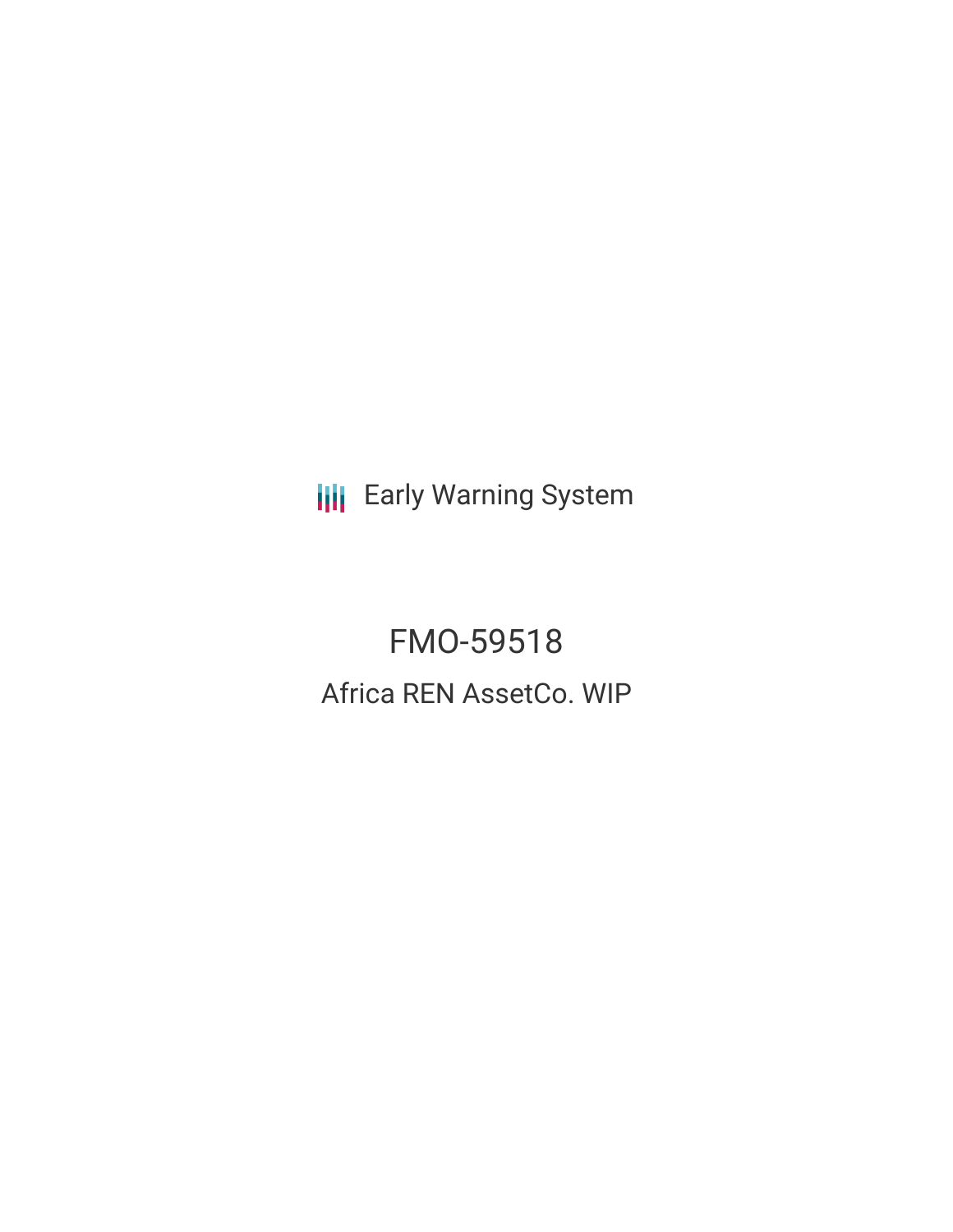Early Warning System

# FMO-59518

## Africa REN AssetCo. WIP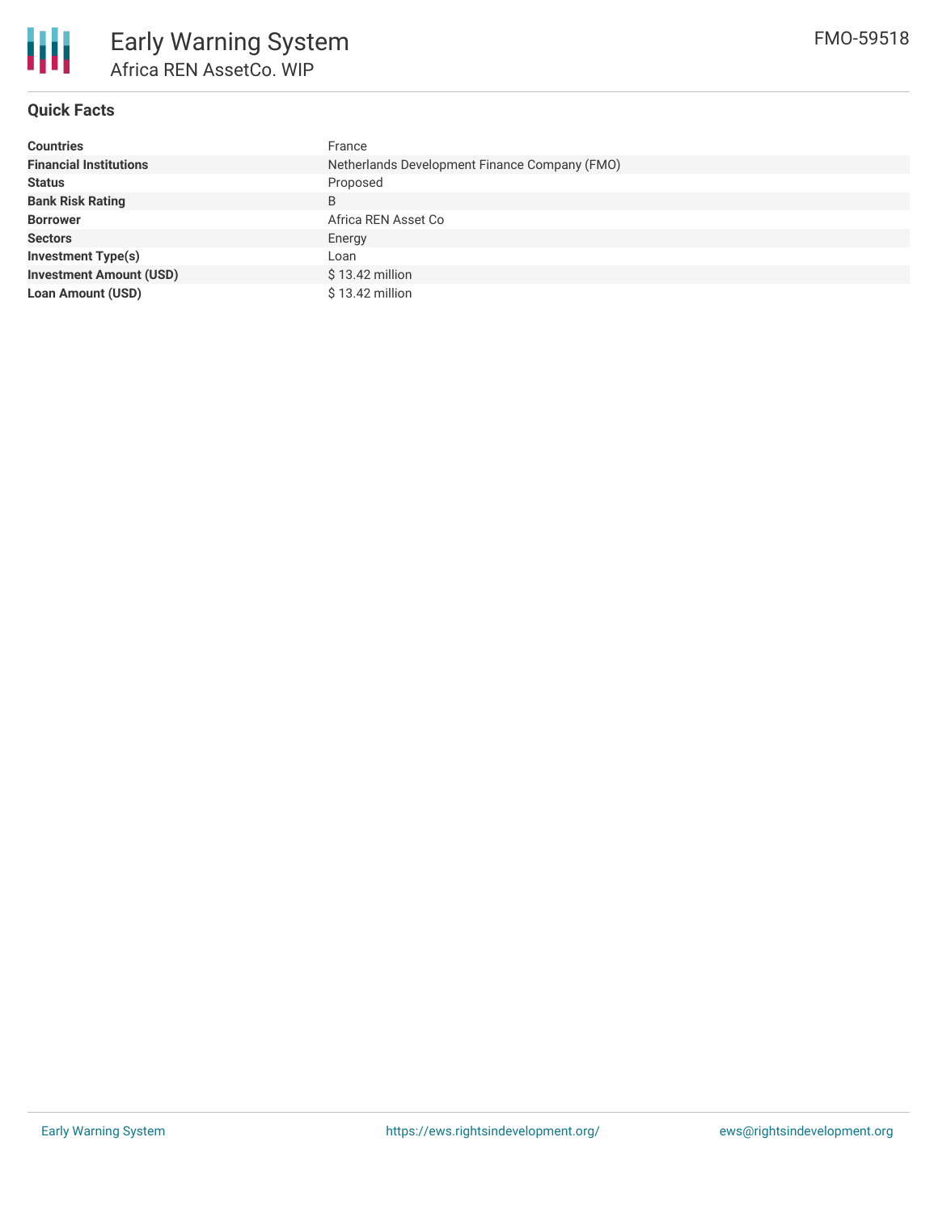# Early Warning System

## Africa REN AssetCo. WIP

FMO-59518

### Quick Facts

| | |
|---|---|
| **Countries** | France |
| **Financial Institutions** | Netherlands Development Finance Company (FMO) |
| **Status** | Proposed |
| **Bank Risk Rating** | B |
| **Borrower** | Africa REN Asset Co |
| **Sectors** | Energy |
| **Investment Type(s)** | Loan |
| **Investment Amount (USD)** | $ 13.42 million |
| **Loan Amount (USD)** | $ 13.42 million |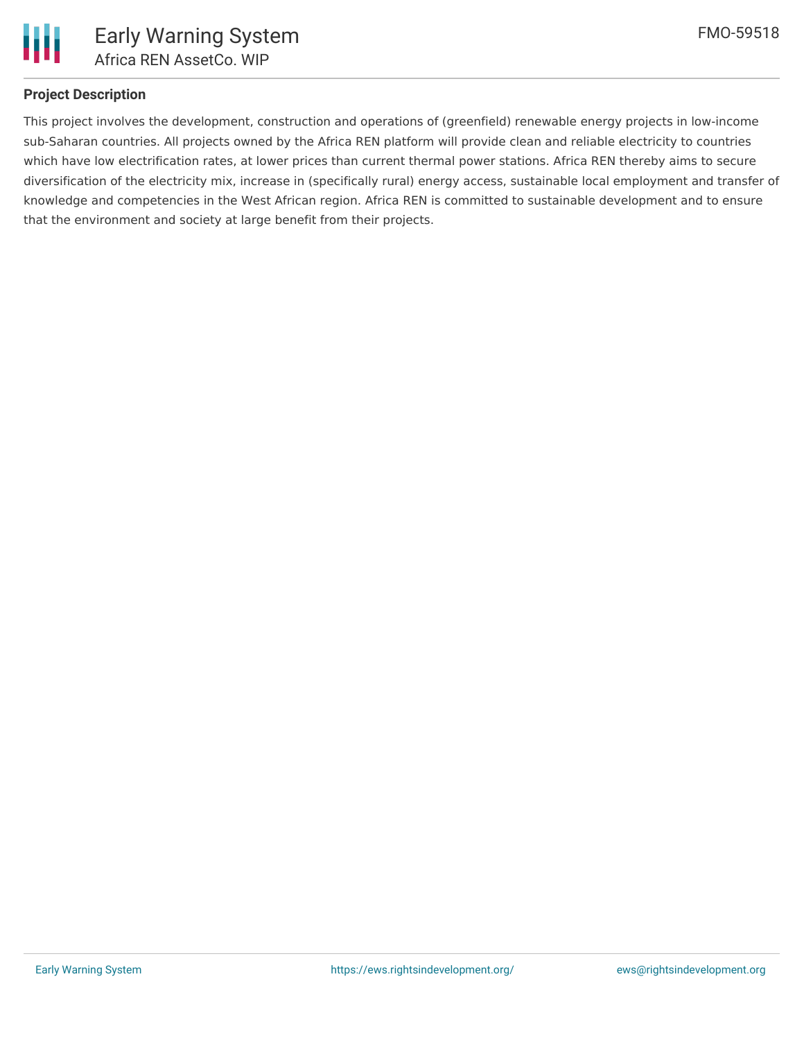## Project Description

This project involves the development, construction and operations of (greenfield) renewable energy projects in low-income sub-Saharan countries. All projects owned by the Africa REN platform will provide clean and reliable electricity to countries which have low electrification rates, at lower prices than current thermal power stations. Africa REN thereby aims to secure diversification of the electricity mix, increase in (specifically rural) energy access, sustainable local employment and transfer of knowledge and competencies in the West African region. Africa REN is committed to sustainable development and to ensure that the environment and society at large benefit from their projects.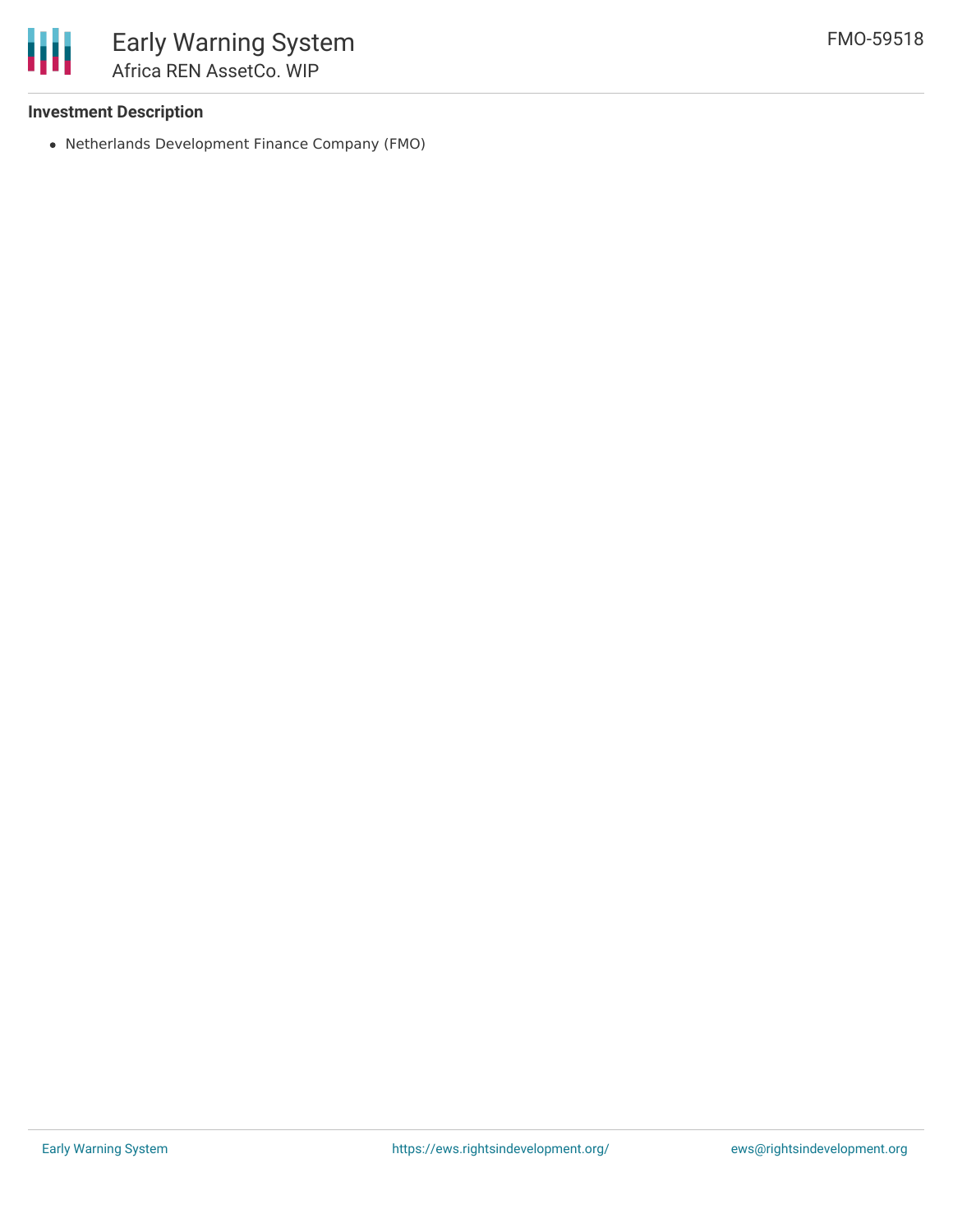### Investment Description

- Netherlands Development Finance Company (FMO)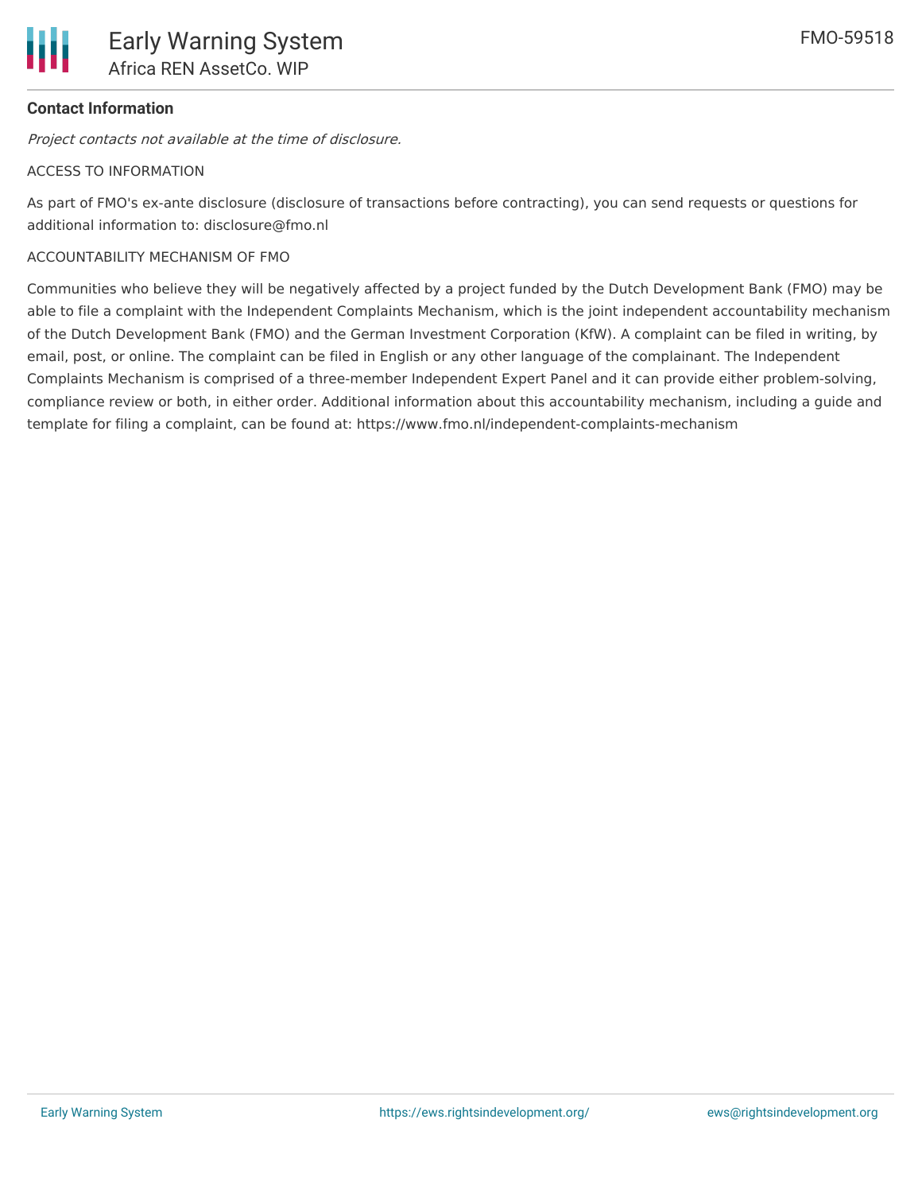**Contact Information**

*Project contacts not available at the time of disclosure.*

ACCESS TO INFORMATION

As part of FMO's ex-ante disclosure (disclosure of transactions before contracting), you can send requests or questions for additional information to: disclosure@fmo.nl

ACCOUNTABILITY MECHANISM OF FMO

Communities who believe they will be negatively affected by a project funded by the Dutch Development Bank (FMO) may be able to file a complaint with the Independent Complaints Mechanism, which is the joint independent accountability mechanism of the Dutch Development Bank (FMO) and the German Investment Corporation (KfW). A complaint can be filed in writing, by email, post, or online. The complaint can be filed in English or any other language of the complainant. The Independent Complaints Mechanism is comprised of a three-member Independent Expert Panel and it can provide either problem-solving, compliance review or both, in either order. Additional information about this accountability mechanism, including a guide and template for filing a complaint, can be found at: https://www.fmo.nl/independent-complaints-mechanism